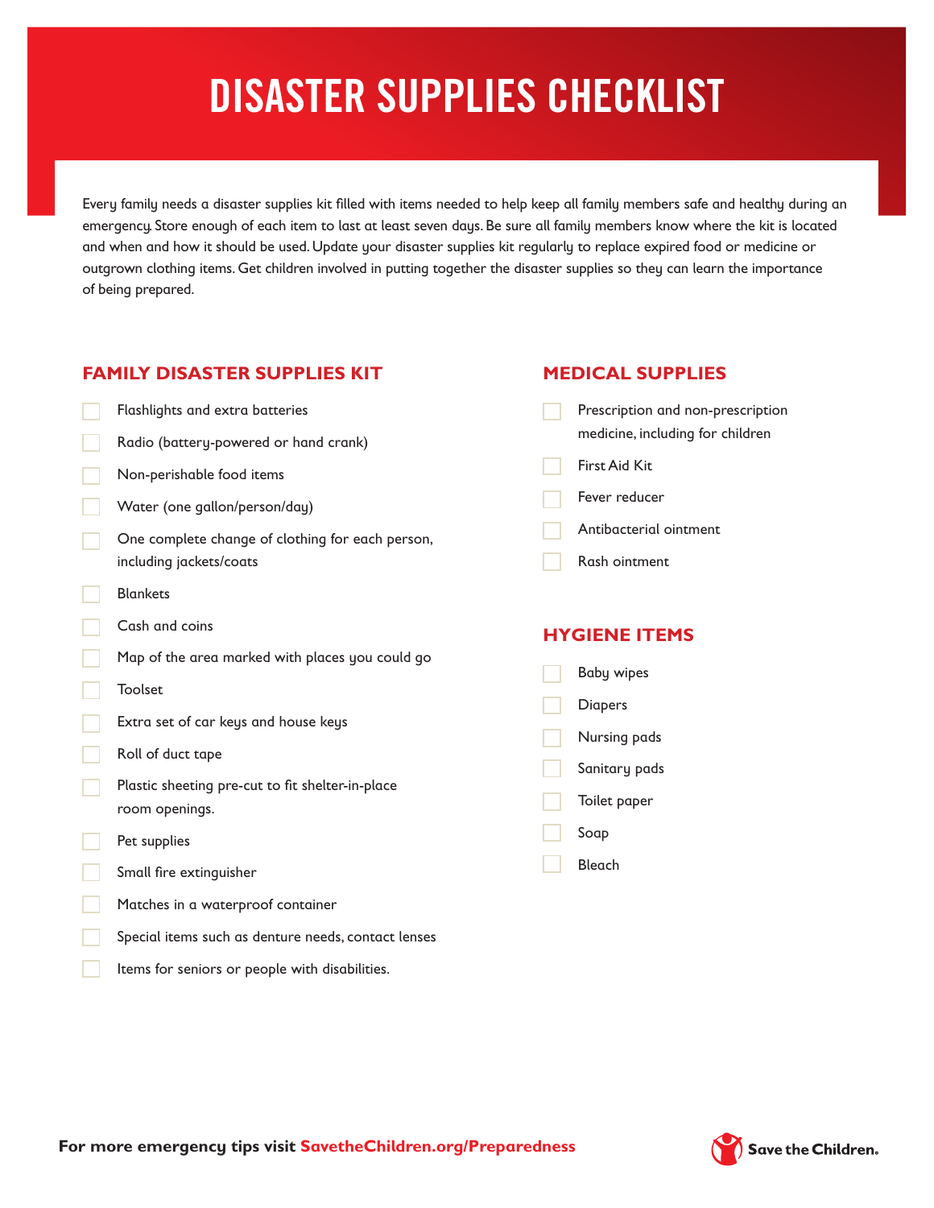# DISASTER SUPPLIES CHECKLIST

Every family needs a disaster supplies kit filled with items needed to help keep all family members safe and healthy during an emergency. Store enough of each item to last at least seven days. Be sure all family members know where the kit is located and when and how it should be used. Update your disaster supplies kit regularly to replace expired food or medicine or outgrown clothing items. Get children involved in putting together the disaster supplies so they can learn the importance of being prepared.

## FAMILY DISASTER SUPPLIES KIT

- [ ] Flashlights and extra batteries
- [ ] Radio (battery-powered or hand crank)
- [ ] Non-perishable food items
- [ ] Water (one gallon/person/day)
- [ ] One complete change of clothing for each person, including jackets/coats
- [ ] Blankets
- [ ] Cash and coins
- [ ] Map of the area marked with places you could go
- [ ] Toolset
- [ ] Extra set of car keys and house keys
- [ ] Roll of duct tape
- [ ] Plastic sheeting pre-cut to fit shelter-in-place room openings.
- [ ] Pet supplies
- [ ] Small fire extinguisher
- [ ] Matches in a waterproof container
- [ ] Special items such as denture needs, contact lenses
- [ ] Items for seniors or people with disabilities.

## MEDICAL SUPPLIES

- [ ] Prescription and non-prescription medicine, including for children
- [ ] First Aid Kit
- [ ] Fever reducer
- [ ] Antibacterial ointment
- [ ] Rash ointment

## HYGIENE ITEMS

- [ ] Baby wipes
- [ ] Diapers
- [ ] Nursing pads
- [ ] Sanitary pads
- [ ] Toilet paper
- [ ] Soap
- [ ] Bleach

**For more emergency tips visit SavetheChildren.org/Preparedness**

Save the Children.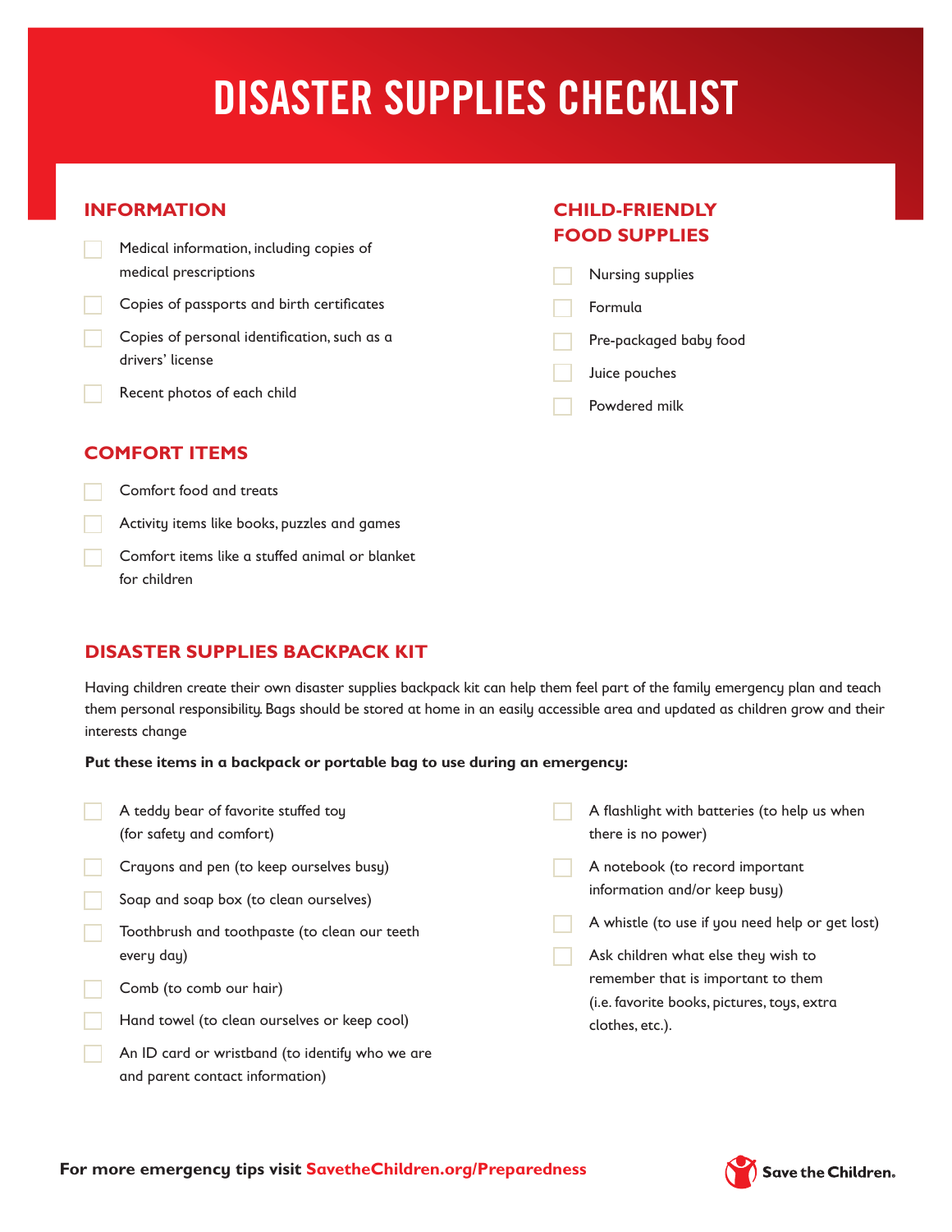# DISASTER SUPPLIES CHECKLIST

## INFORMATION

- [ ] Medical information, including copies of medical prescriptions
- [ ] Copies of passports and birth certificates
- [ ] Copies of personal identification, such as a drivers' license
- [ ] Recent photos of each child

## COMFORT ITEMS

- [ ] Comfort food and treats
- [ ] Activity items like books, puzzles and games
- [ ] Comfort items like a stuffed animal or blanket for children

## CHILD-FRIENDLY FOOD SUPPLIES

- [ ] Nursing supplies
- [ ] Formula
- [ ] Pre-packaged baby food
- [ ] Juice pouches
- [ ] Powdered milk

## DISASTER SUPPLIES BACKPACK KIT

Having children create their own disaster supplies backpack kit can help them feel part of the family emergency plan and teach them personal responsibility. Bags should be stored at home in an easily accessible area and updated as children grow and their interests change

**Put these items in a backpack or portable bag to use during an emergency:**

- [ ] A teddy bear of favorite stuffed toy (for safety and comfort)
- [ ] Crayons and pen (to keep ourselves busy)
- [ ] Soap and soap box (to clean ourselves)
- [ ] Toothbrush and toothpaste (to clean our teeth every day)
- [ ] Comb (to comb our hair)
- [ ] Hand towel (to clean ourselves or keep cool)
- [ ] An ID card or wristband (to identify who we are and parent contact information)
- [ ] A flashlight with batteries (to help us when there is no power)
- [ ] A notebook (to record important information and/or keep busy)
- [ ] A whistle (to use if you need help or get lost)
- [ ] Ask children what else they wish to remember that is important to them (i.e. favorite books, pictures, toys, extra clothes, etc.).

**For more emergency tips visit SavetheChildren.org/Preparedness**

Save the Children.